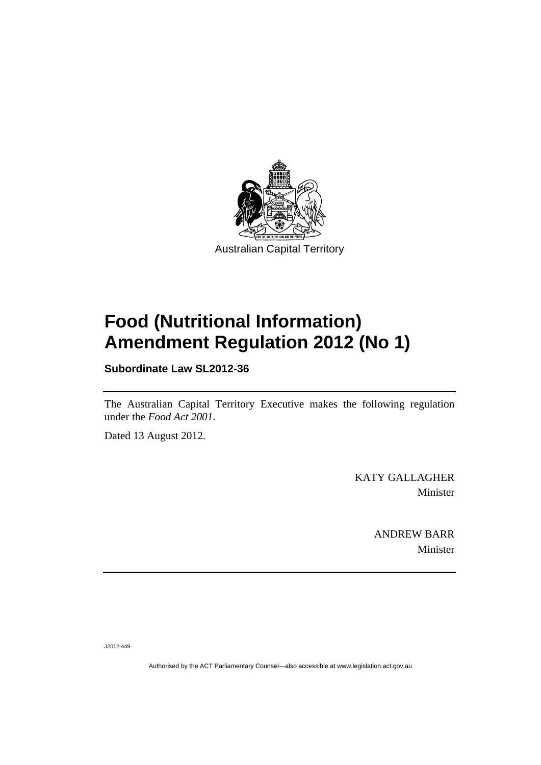Australian Capital Territory

# Food (Nutritional Information) Amendment Regulation 2012 (No 1)

**Subordinate Law SL2012-36**

The Australian Capital Territory Executive makes the following regulation under the *Food Act 2001*.

Dated 13 August 2012.

KATY GALLAGHER
Minister

ANDREW BARR
Minister

J2012-449

Authorised by the ACT Parliamentary Counsel—also accessible at www.legislation.act.gov.au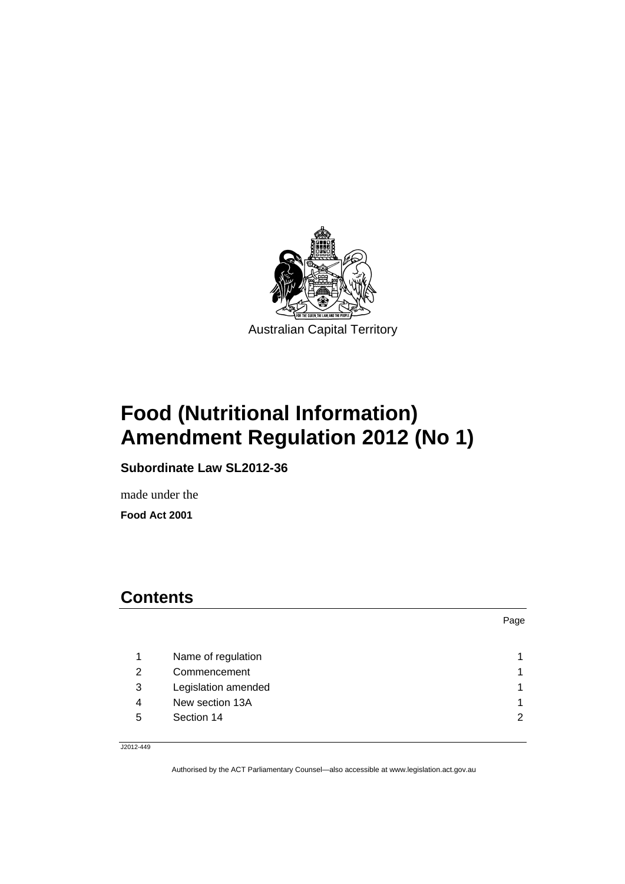Australian Capital Territory

# Food (Nutritional Information) Amendment Regulation 2012 (No 1)

**Subordinate Law SL2012-36**

made under the

**Food Act 2001**

## Contents

| | | Page |
|---|---|---|
| 1 | Name of regulation | 1 |
| 2 | Commencement | 1 |
| 3 | Legislation amended | 1 |
| 4 | New section 13A | 1 |
| 5 | Section 14 | 2 |

J2012-449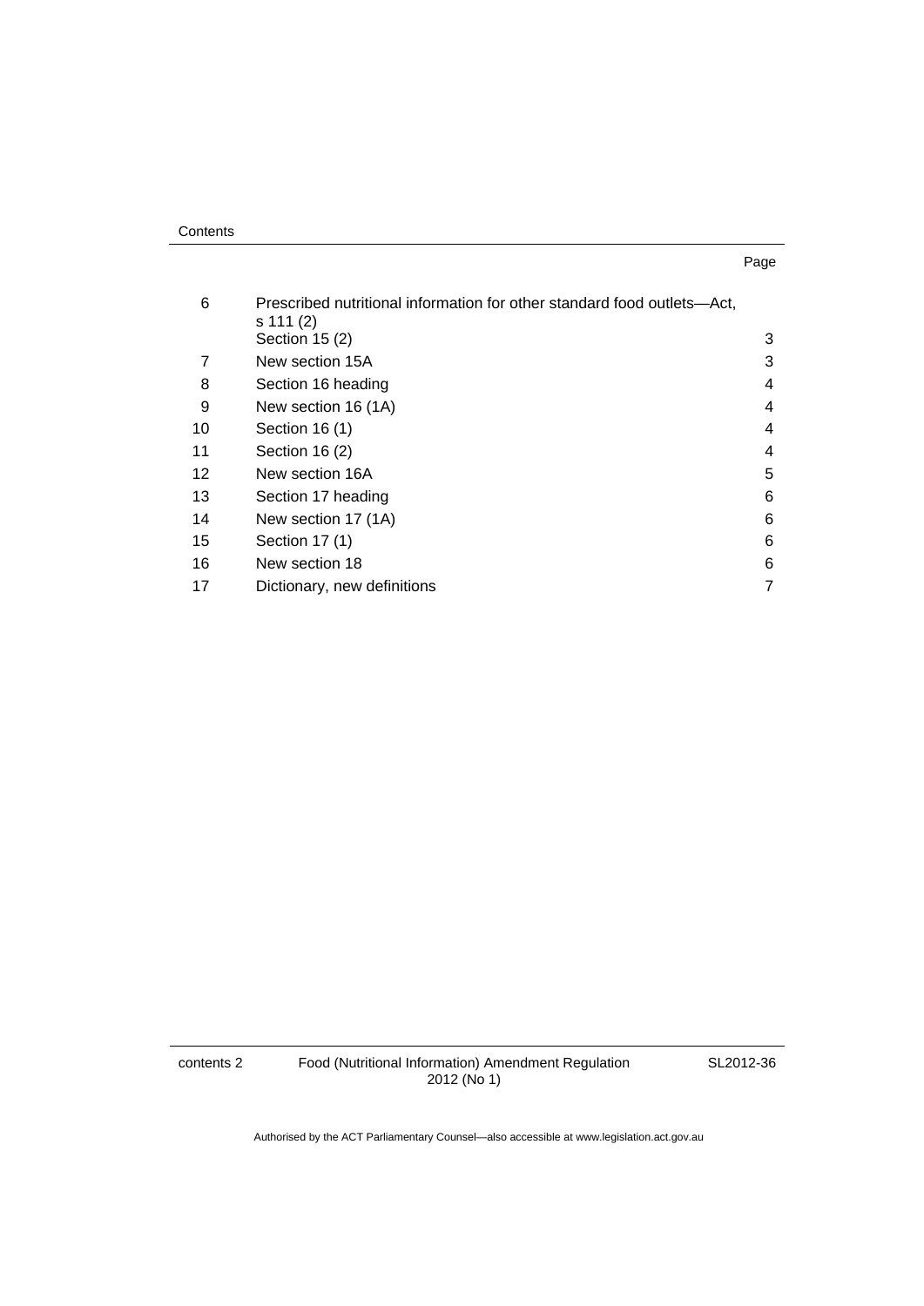| | | Page |
|---|---|---|
| 6 | Prescribed nutritional information for other standard food outlets—Act, s 111 (2)<br>Section 15 (2) | 3 |
| 7 | New section 15A | 3 |
| 8 | Section 16 heading | 4 |
| 9 | New section 16 (1A) | 4 |
| 10 | Section 16 (1) | 4 |
| 11 | Section 16 (2) | 4 |
| 12 | New section 16A | 5 |
| 13 | Section 17 heading | 6 |
| 14 | New section 17 (1A) | 6 |
| 15 | Section 17 (1) | 6 |
| 16 | New section 18 | 6 |
| 17 | Dictionary, new definitions | 7 |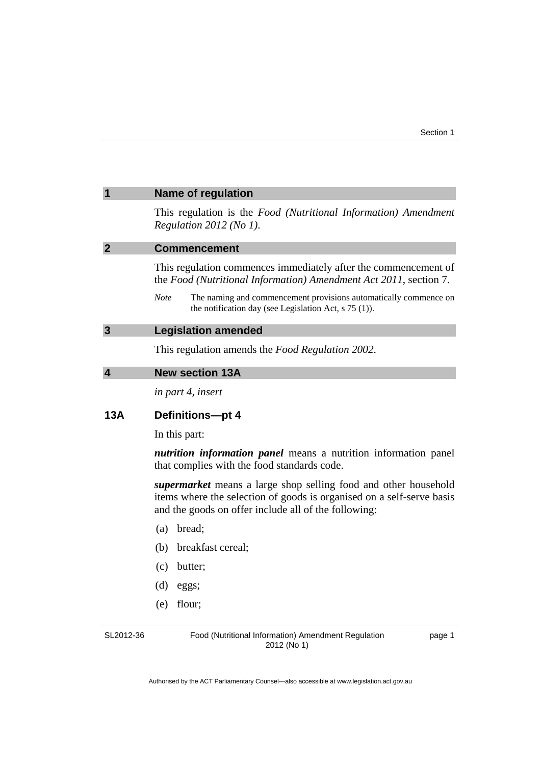## 1 Name of regulation

This regulation is the *Food (Nutritional Information) Amendment Regulation 2012 (No 1)*.

## 2 Commencement

This regulation commences immediately after the commencement of the *Food (Nutritional Information) Amendment Act 2011*, section 7.

*Note* The naming and commencement provisions automatically commence on the notification day (see Legislation Act, s 75 (1)).

## 3 Legislation amended

This regulation amends the *Food Regulation 2002*.

## 4 New section 13A

*in part 4, insert*

### 13A Definitions—pt 4

In this part:

***nutrition information panel*** means a nutrition information panel that complies with the food standards code.

***supermarket*** means a large shop selling food and other household items where the selection of goods is organised on a self-serve basis and the goods on offer include all of the following:

(a) bread;

(b) breakfast cereal;

(c) butter;

(d) eggs;

(e) flour;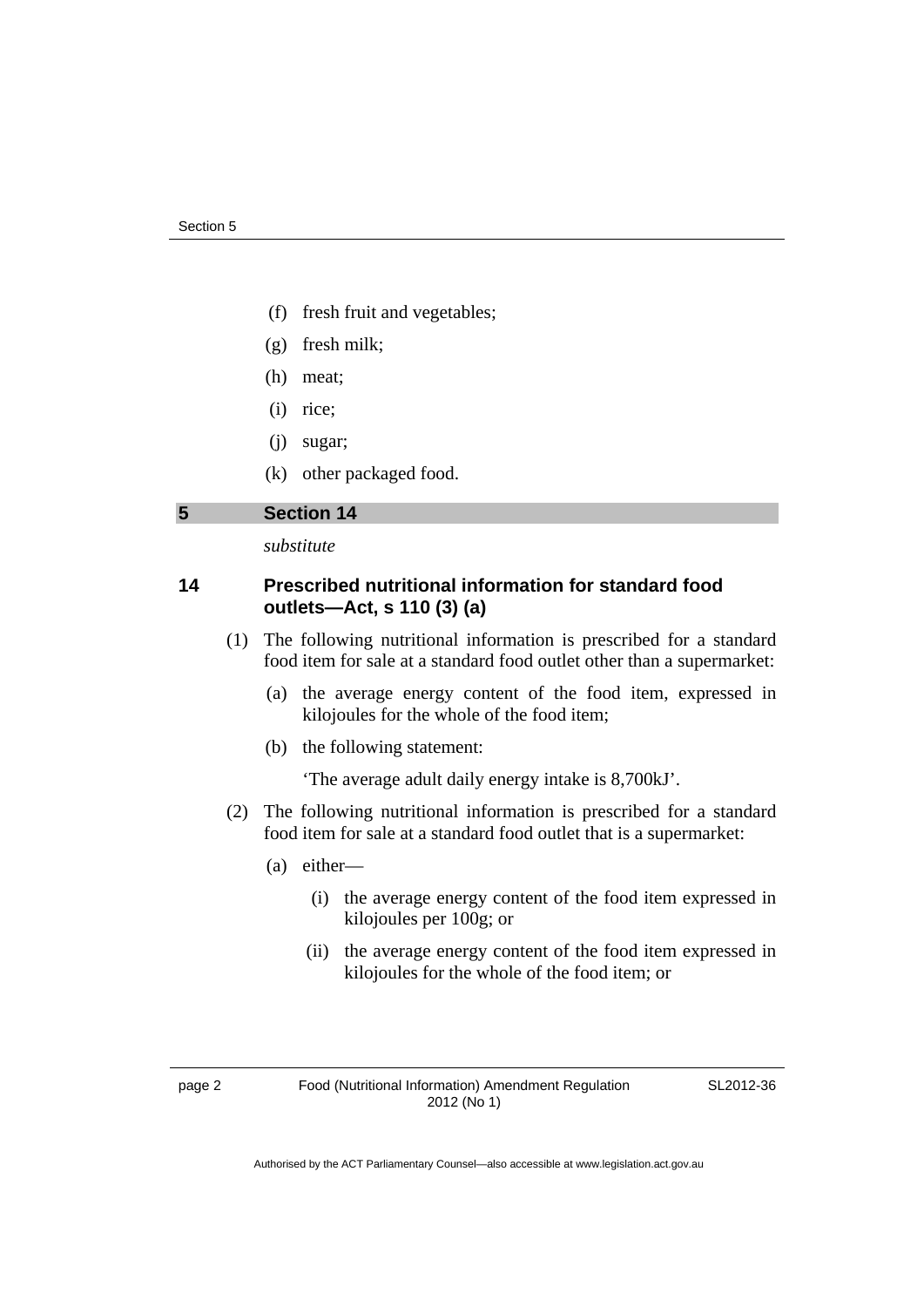(f) fresh fruit and vegetables;

(g) fresh milk;

(h) meat;

(i) rice;

(j) sugar;

(k) other packaged food.

## 5 Section 14

*substitute*

### 14 Prescribed nutritional information for standard food outlets—Act, s 110 (3) (a)

(1) The following nutritional information is prescribed for a standard food item for sale at a standard food outlet other than a supermarket:

(a) the average energy content of the food item, expressed in kilojoules for the whole of the food item;

(b) the following statement:

'The average adult daily energy intake is 8,700kJ'.

(2) The following nutritional information is prescribed for a standard food item for sale at a standard food outlet that is a supermarket:

(a) either—

(i) the average energy content of the food item expressed in kilojoules per 100g; or

(ii) the average energy content of the food item expressed in kilojoules for the whole of the food item; or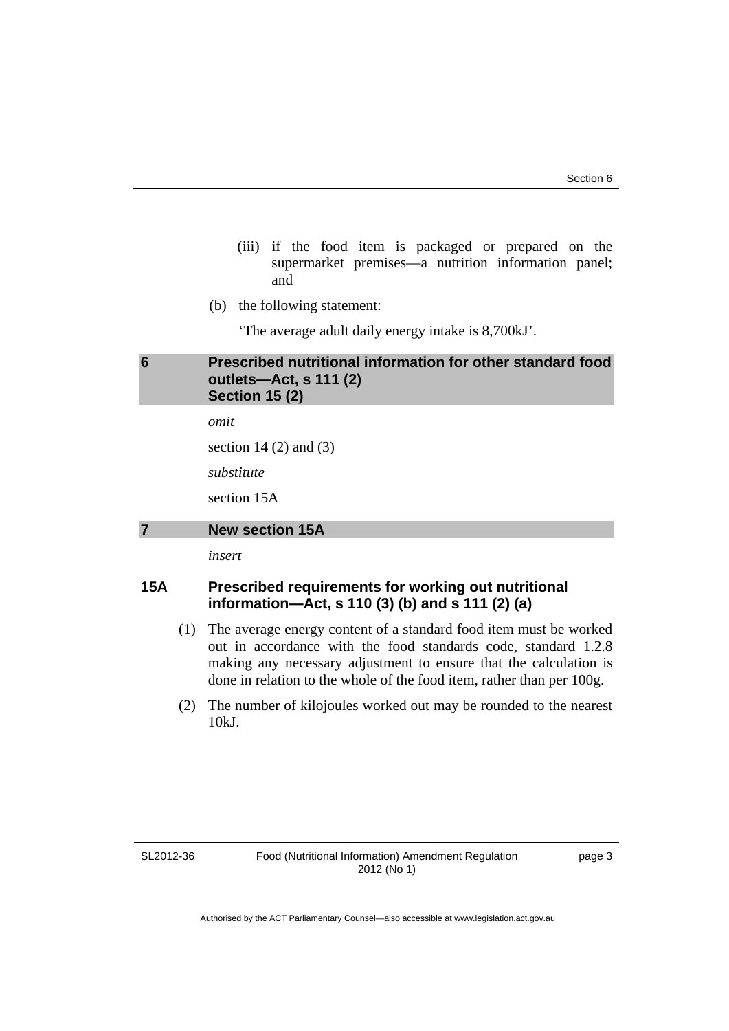(iii) if the food item is packaged or prepared on the supermarket premises—a nutrition information panel; and

(b) the following statement:

'The average adult daily energy intake is 8,700kJ'.

## 6 Prescribed nutritional information for other standard food outlets—Act, s 111 (2) Section 15 (2)

*omit*

section 14 (2) and (3)

*substitute*

section 15A

## 7 New section 15A

*insert*

### 15A Prescribed requirements for working out nutritional information—Act, s 110 (3) (b) and s 111 (2) (a)

(1) The average energy content of a standard food item must be worked out in accordance with the food standards code, standard 1.2.8 making any necessary adjustment to ensure that the calculation is done in relation to the whole of the food item, rather than per 100g.

(2) The number of kilojoules worked out may be rounded to the nearest 10kJ.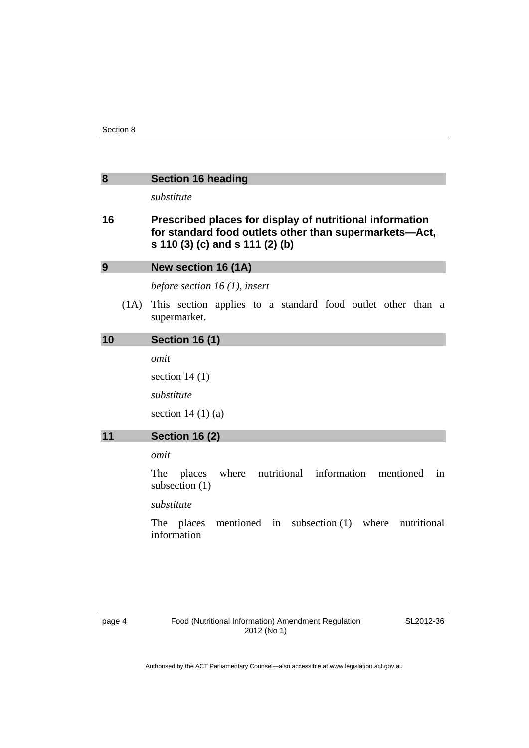## 8 Section 16 heading

*substitute*

### 16 Prescribed places for display of nutritional information for standard food outlets other than supermarkets—Act, s 110 (3) (c) and s 111 (2) (b)

## 9 New section 16 (1A)

*before section 16 (1), insert*

(1A) This section applies to a standard food outlet other than a supermarket.

## 10 Section 16 (1)

*omit*

section 14 (1)

*substitute*

section 14 (1) (a)

## 11 Section 16 (2)

*omit*

The places where nutritional information mentioned in subsection (1)

*substitute*

The places mentioned in subsection (1) where nutritional information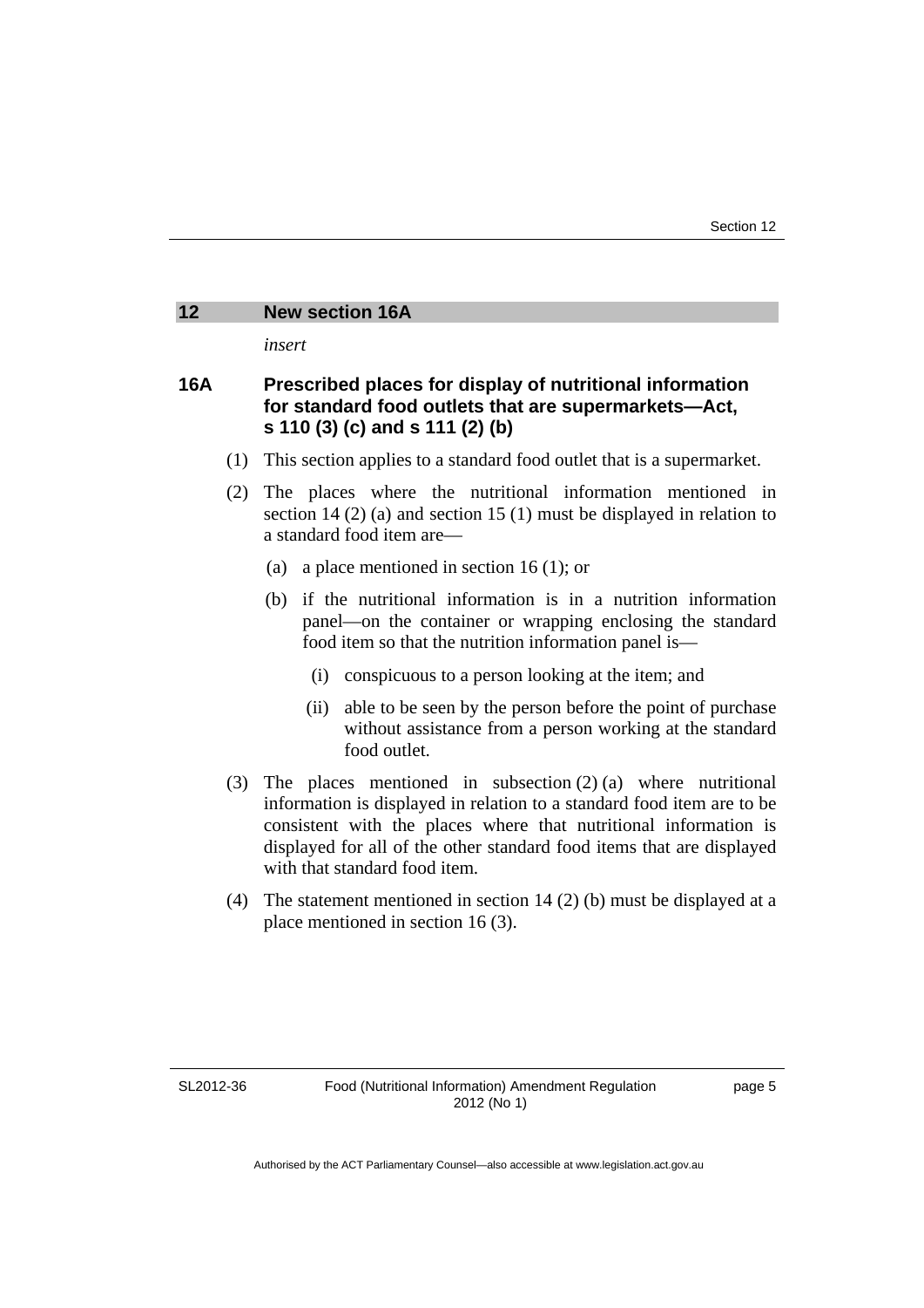## 12 New section 16A

*insert*

### 16A Prescribed places for display of nutritional information for standard food outlets that are supermarkets—Act, s 110 (3) (c) and s 111 (2) (b)

(1) This section applies to a standard food outlet that is a supermarket.

(2) The places where the nutritional information mentioned in section 14 (2) (a) and section 15 (1) must be displayed in relation to a standard food item are—

(a) a place mentioned in section 16 (1); or

(b) if the nutritional information is in a nutrition information panel—on the container or wrapping enclosing the standard food item so that the nutrition information panel is—

(i) conspicuous to a person looking at the item; and

(ii) able to be seen by the person before the point of purchase without assistance from a person working at the standard food outlet.

(3) The places mentioned in subsection (2) (a) where nutritional information is displayed in relation to a standard food item are to be consistent with the places where that nutritional information is displayed for all of the other standard food items that are displayed with that standard food item.

(4) The statement mentioned in section 14 (2) (b) must be displayed at a place mentioned in section 16 (3).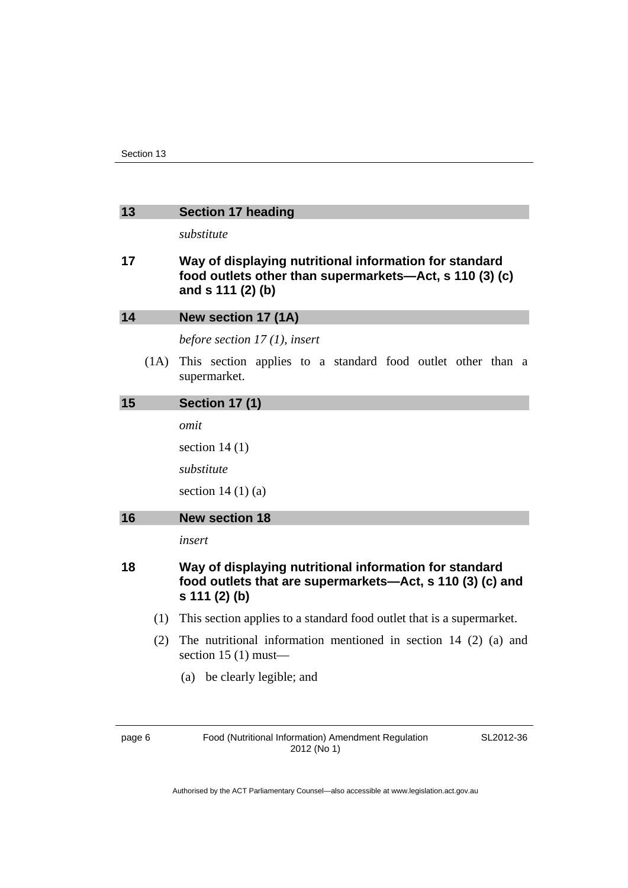## 13 Section 17 heading

*substitute*

### 17 Way of displaying nutritional information for standard food outlets other than supermarkets—Act, s 110 (3) (c) and s 111 (2) (b)

## 14 New section 17 (1A)

*before section 17 (1), insert*

(1A) This section applies to a standard food outlet other than a supermarket.

## 15 Section 17 (1)

*omit*

section 14 (1)

*substitute*

section 14 (1) (a)

## 16 New section 18

*insert*

### 18 Way of displaying nutritional information for standard food outlets that are supermarkets—Act, s 110 (3) (c) and s 111 (2) (b)

(1) This section applies to a standard food outlet that is a supermarket.

(2) The nutritional information mentioned in section 14 (2) (a) and section 15 (1) must—

(a) be clearly legible; and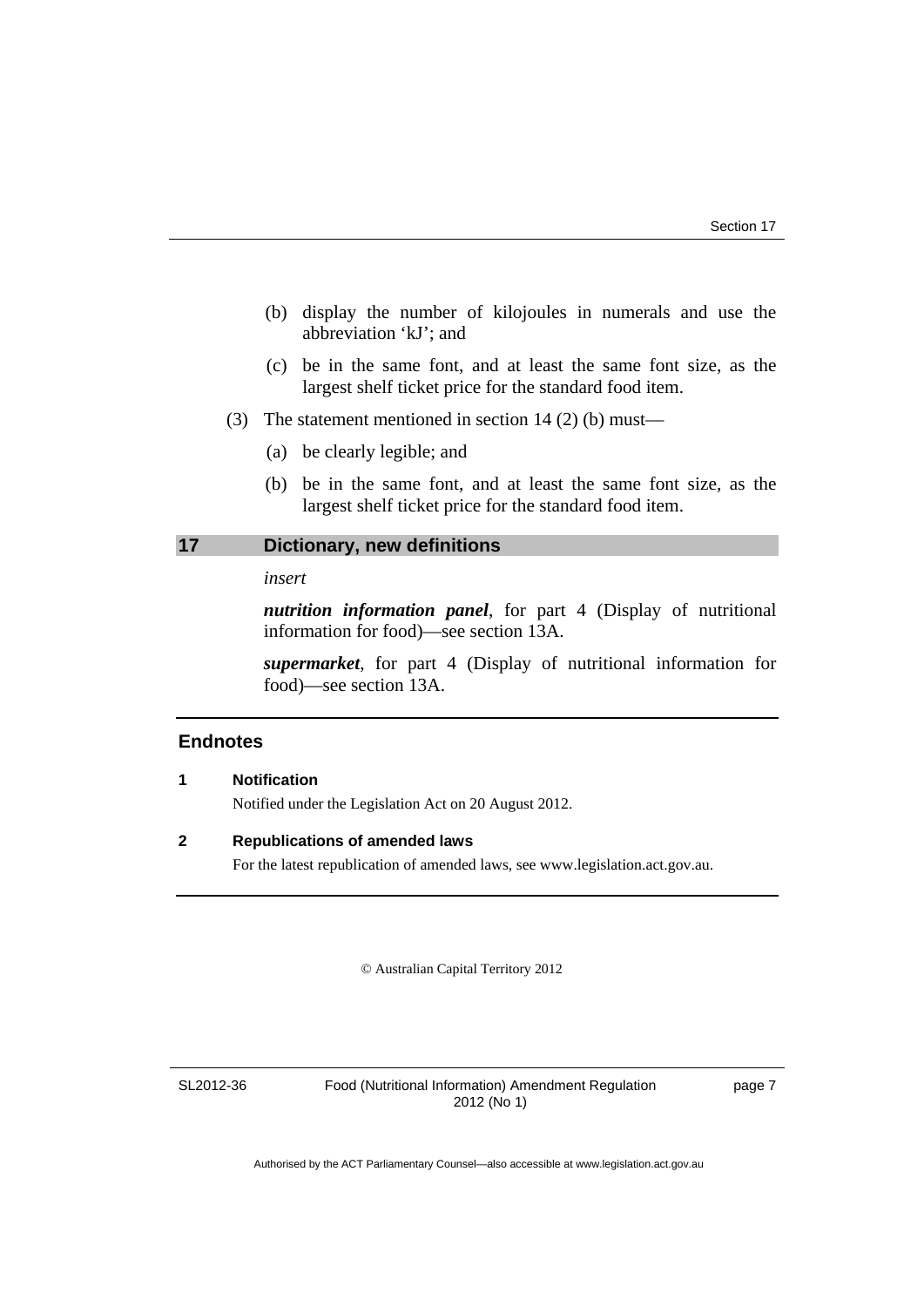(b) display the number of kilojoules in numerals and use the abbreviation 'kJ'; and

(c) be in the same font, and at least the same font size, as the largest shelf ticket price for the standard food item.

(3) The statement mentioned in section 14 (2) (b) must—

(a) be clearly legible; and

(b) be in the same font, and at least the same font size, as the largest shelf ticket price for the standard food item.

## 17 Dictionary, new definitions

*insert*

***nutrition information panel***, for part 4 (Display of nutritional information for food)—see section 13A.

***supermarket***, for part 4 (Display of nutritional information for food)—see section 13A.

## Endnotes

### 1 Notification

Notified under the Legislation Act on 20 August 2012.

### 2 Republications of amended laws

For the latest republication of amended laws, see www.legislation.act.gov.au.

© Australian Capital Territory 2012